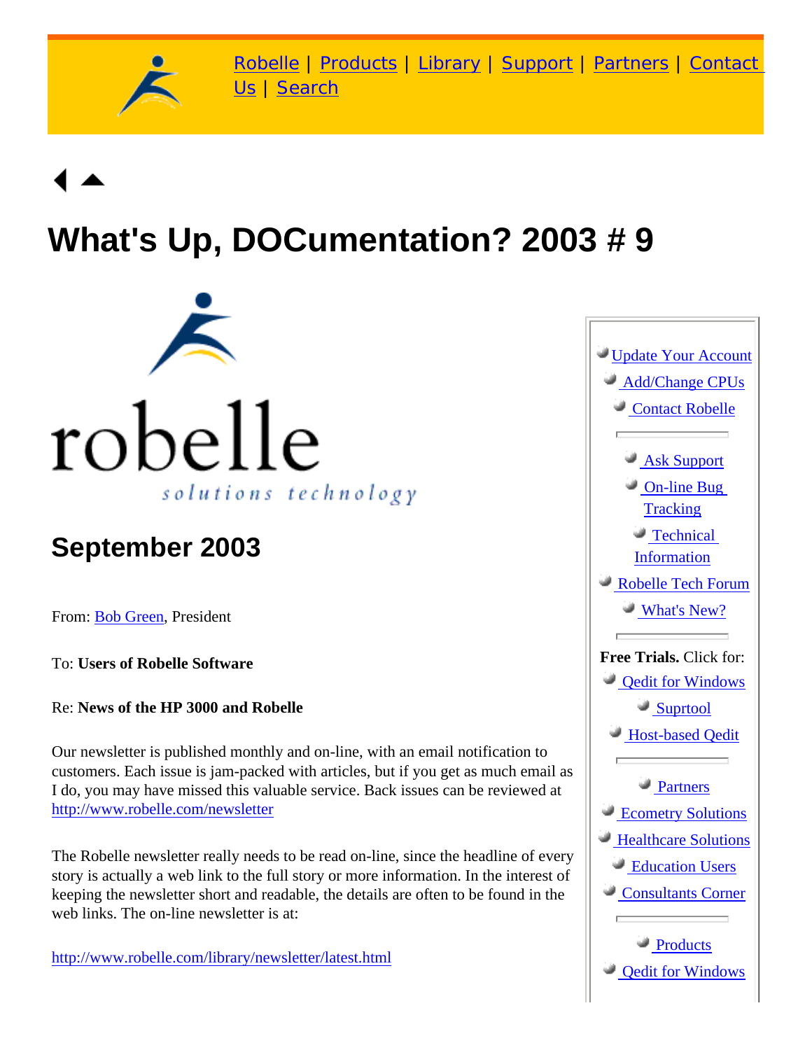Robelle | Products | Library | Support | Partners | Contact Us | Search

# What's Up, DOCumentation? 2003 # 9

robelle

*solutions technology*

## September 2003

From: Bob Green, President

To: **Users of Robelle Software**

Re: **News of the HP 3000 and Robelle**

Our newsletter is published monthly and on-line, with an email notification to customers. Each issue is jam-packed with articles, but if you get as much email as I do, you may have missed this valuable service. Back issues can be reviewed at http://www.robelle.com/newsletter

The Robelle newsletter really needs to be read on-line, since the headline of every story is actually a web link to the full story or more information. In the interest of keeping the newsletter short and readable, the details are often to be found in the web links. The on-line newsletter is at:

http://www.robelle.com/library/newsletter/latest.html

- Update Your Account
- Add/Change CPUs
- Contact Robelle

---

- Ask Support
- On-line Bug Tracking
- Technical Information
- Robelle Tech Forum
- What's New?

---

**Free Trials.** Click for:

- Qedit for Windows
- Suprtool
- Host-based Qedit

---

- Partners
- Ecometry Solutions
- Healthcare Solutions
- Education Users
- Consultants Corner

---

- Products
- Qedit for Windows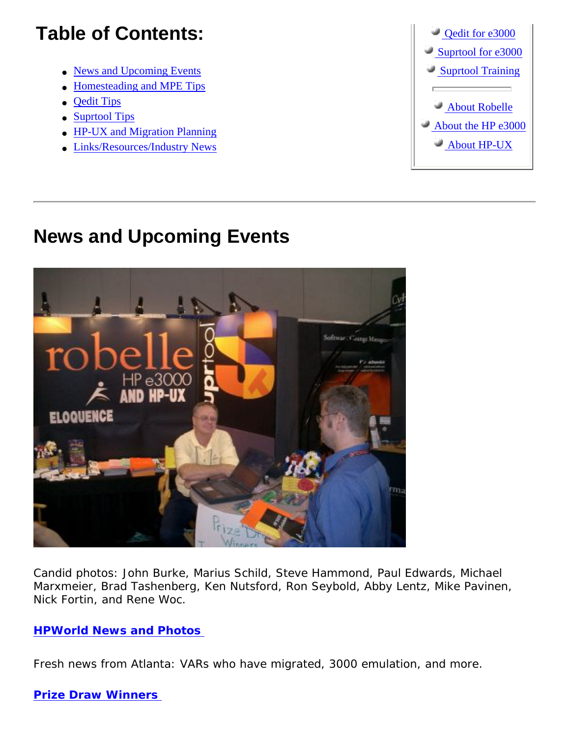# Table of Contents:

- News and Upcoming Events
- Homesteading and MPE Tips
- Qedit Tips
- Suprtool Tips
- HP-UX and Migration Planning
- Links/Resources/Industry News

- Qedit for e3000
- Suprtool for e3000
- Suprtool Training

- About Robelle
- About the HP e3000
- About HP-UX

---

# News and Upcoming Events

Candid photos: John Burke, Marius Schild, Steve Hammond, Paul Edwards, Michael Marxmeier, Brad Tashenberg, Ken Nutsford, Ron Seybold, Abby Lentz, Mike Pavinen, Nick Fortin, and Rene Woc.

**HPWorld News and Photos**

Fresh news from Atlanta: VARs who have migrated, 3000 emulation, and more.

**Prize Draw Winners**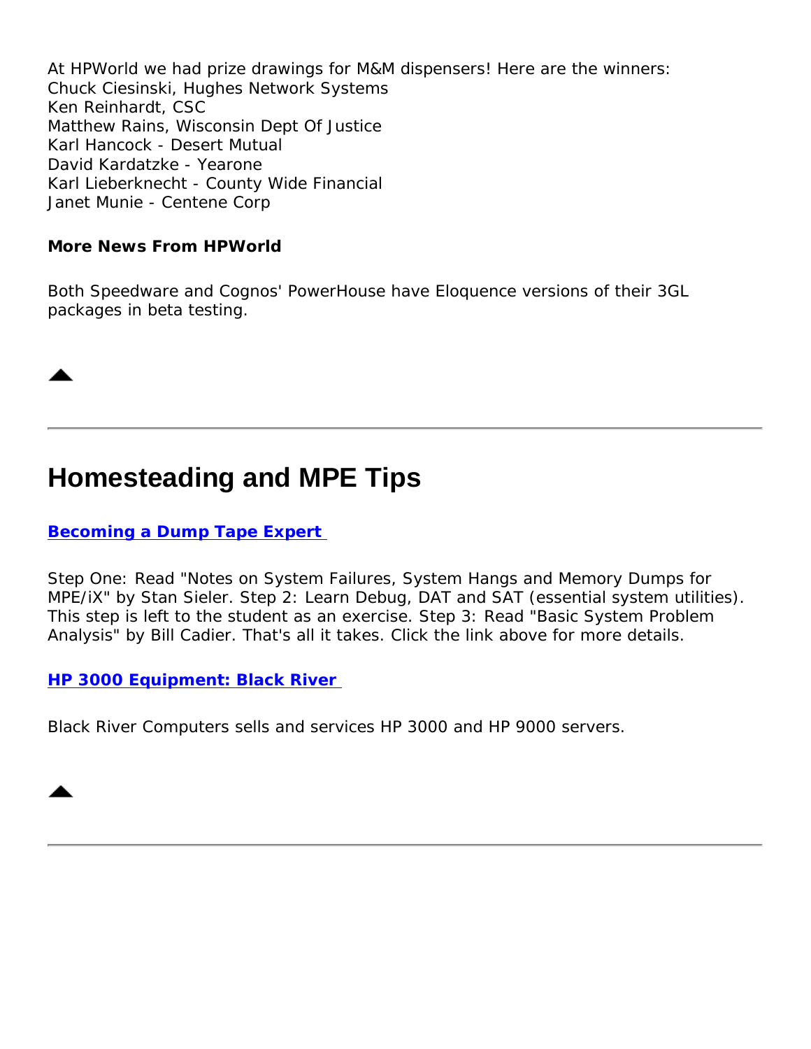At HPWorld we had prize drawings for M&M dispensers! Here are the winners:
Chuck Ciesinski, Hughes Network Systems
Ken Reinhardt, CSC
Matthew Rains, Wisconsin Dept Of Justice
Karl Hancock - Desert Mutual
David Kardatzke - Yearone
Karl Lieberknecht - County Wide Financial
Janet Munie - Centene Corp

**More News From HPWorld**

Both Speedware and Cognos' PowerHouse have Eloquence versions of their 3GL packages in beta testing.

---

# Homesteading and MPE Tips

**Becoming a Dump Tape Expert**

Step One: Read "Notes on System Failures, System Hangs and Memory Dumps for MPE/iX" by Stan Sieler. Step 2: Learn Debug, DAT and SAT (essential system utilities). This step is left to the student as an exercise. Step 3: Read "Basic System Problem Analysis" by Bill Cadier. That's all it takes. Click the link above for more details.

**HP 3000 Equipment: Black River**

Black River Computers sells and services HP 3000 and HP 9000 servers.

---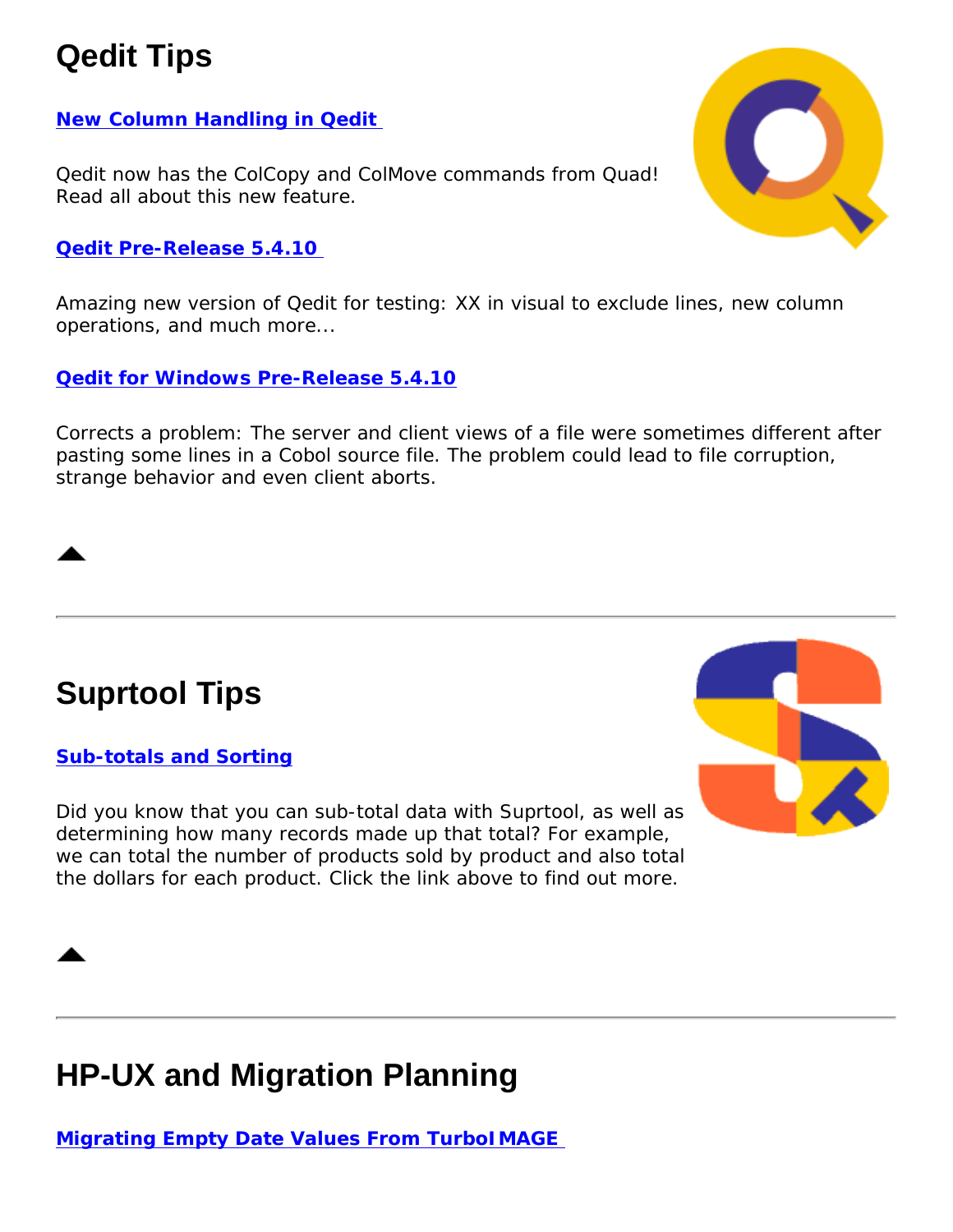# Qedit Tips

**New Column Handling in Qedit**

Qedit now has the ColCopy and ColMove commands from Quad! Read all about this new feature.

**Qedit Pre-Release 5.4.10**

Amazing new version of Qedit for testing: XX in visual to exclude lines, new column operations, and much more...

**Qedit for Windows Pre-Release 5.4.10**

Corrects a problem: The server and client views of a file were sometimes different after pasting some lines in a Cobol source file. The problem could lead to file corruption, strange behavior and even client aborts.

---

# Suprtool Tips

**Sub-totals and Sorting**

Did you know that you can sub-total data with Suprtool, as well as determining how many records made up that total? For example, we can total the number of products sold by product and also total the dollars for each product. Click the link above to find out more.

---

# HP-UX and Migration Planning

**Migrating Empty Date Values From TurboIMAGE**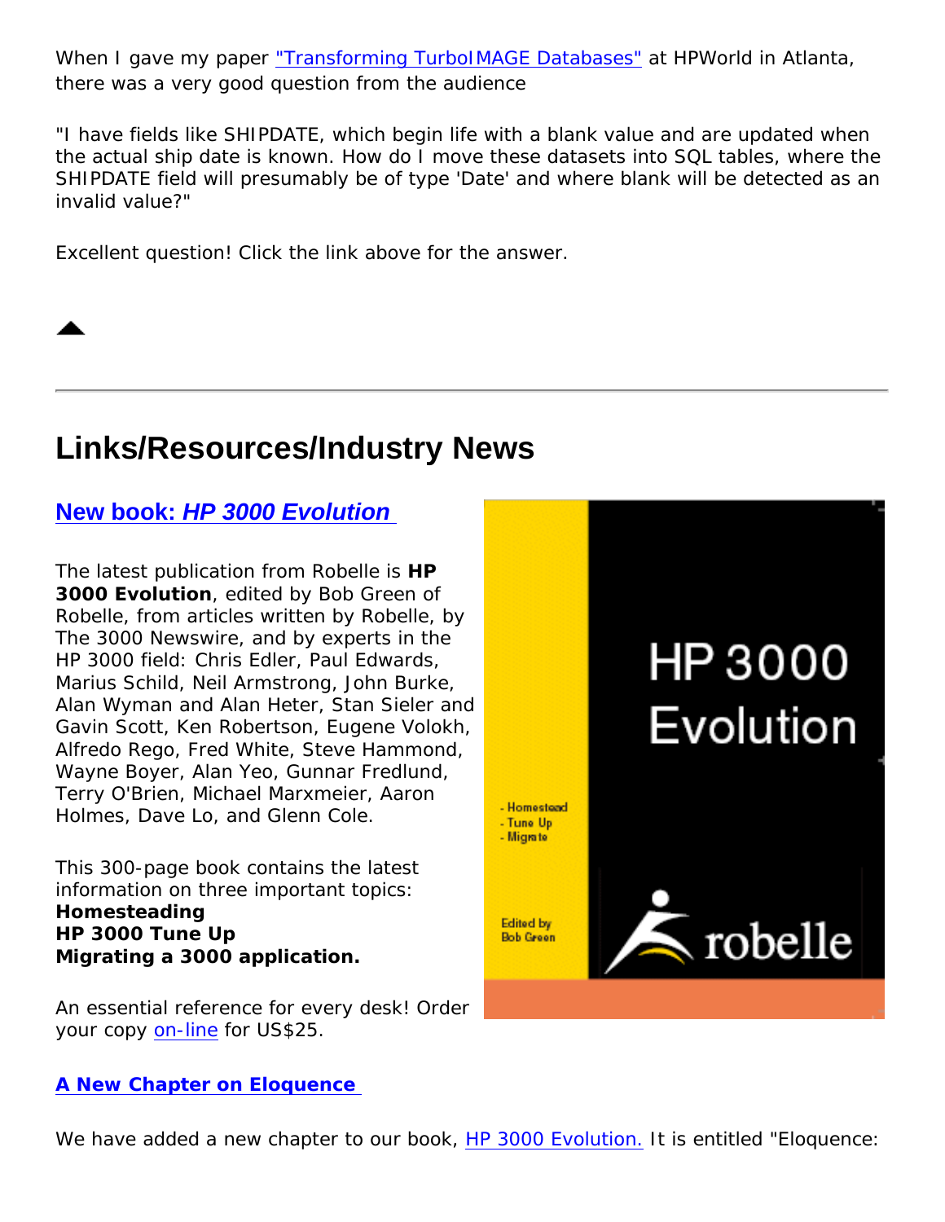When I gave my paper "Transforming TurboIMAGE Databases" at HPWorld in Atlanta, there was a very good question from the audience

"I have fields like SHIPDATE, which begin life with a blank value and are updated when the actual ship date is known. How do I move these datasets into SQL tables, where the SHIPDATE field will presumably be of type 'Date' and where blank will be detected as an invalid value?"

Excellent question! Click the link above for the answer.

## Links/Resources/Industry News

### New book: *HP 3000 Evolution*

The latest publication from Robelle is **HP 3000 Evolution**, edited by Bob Green of Robelle, from articles written by Robelle, by The 3000 Newswire, and by experts in the HP 3000 field: Chris Edler, Paul Edwards, Marius Schild, Neil Armstrong, John Burke, Alan Wyman and Alan Heter, Stan Sieler and Gavin Scott, Ken Robertson, Eugene Volokh, Alfredo Rego, Fred White, Steve Hammond, Wayne Boyer, Alan Yeo, Gunnar Fredlund, Terry O'Brien, Michael Marxmeier, Aaron Holmes, Dave Lo, and Glenn Cole.

This 300-page book contains the latest information on three important topics:
**Homesteading**
**HP 3000 Tune Up**
**Migrating a 3000 application.**

An essential reference for every desk! Order your copy on-line for US$25.

### A New Chapter on Eloquence

We have added a new chapter to our book, HP 3000 Evolution. It is entitled "Eloquence: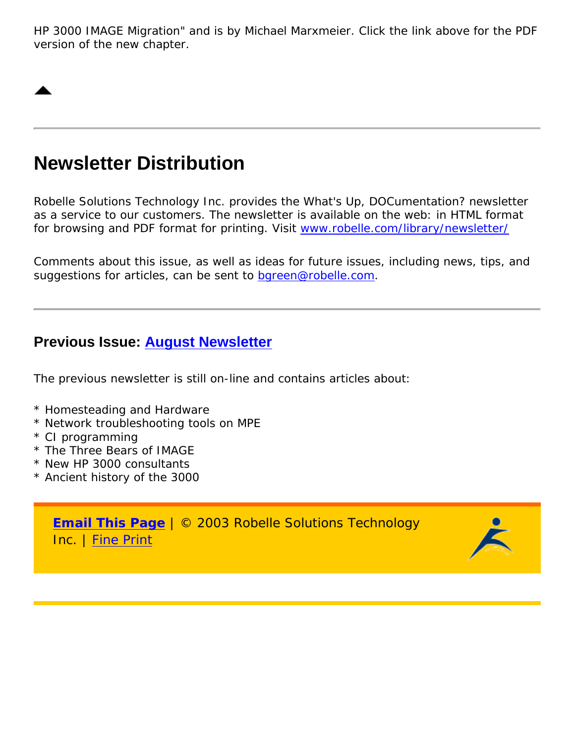HP 3000 IMAGE Migration" and is by Michael Marxmeier. Click the link above for the PDF version of the new chapter.

---

## Newsletter Distribution

Robelle Solutions Technology Inc. provides the What's Up, DOCumentation? newsletter as a service to our customers. The newsletter is available on the web: in HTML format for browsing and PDF format for printing. Visit www.robelle.com/library/newsletter/

Comments about this issue, as well as ideas for future issues, including news, tips, and suggestions for articles, can be sent to bgreen@robelle.com.

---

### Previous Issue: August Newsletter

The previous newsletter is still on-line and contains articles about:

* Homesteading and Hardware
* Network troubleshooting tools on MPE
* CI programming
* The Three Bears of IMAGE
* New HP 3000 consultants
* Ancient history of the 3000

**Email This Page** | © 2003 Robelle Solutions Technology Inc. | Fine Print